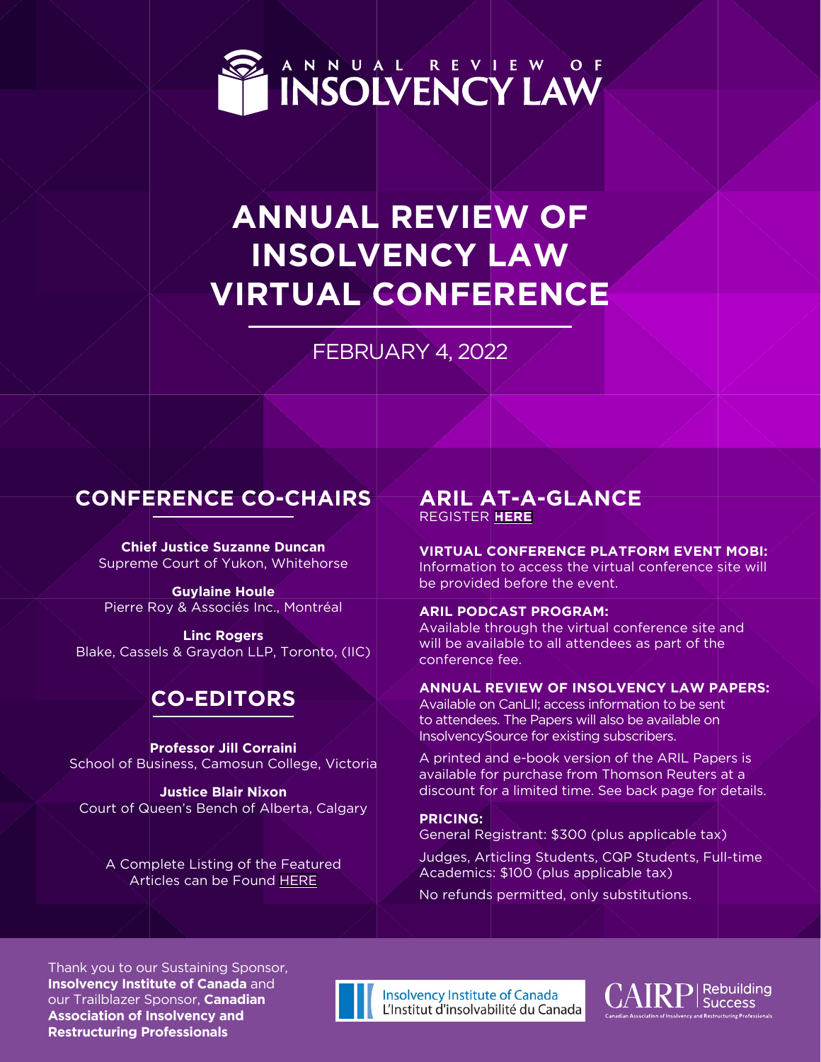ANNUAL REVIEW OF INSOLVENCY LAW

# ANNUAL REVIEW OF INSOLVENCY LAW VIRTUAL CONFERENCE

FEBRUARY 4, 2022

## CONFERENCE CO-CHAIRS

**Chief Justice Suzanne Duncan**
Supreme Court of Yukon, Whitehorse

**Guylaine Houle**
Pierre Roy & Associés Inc., Montréal

**Linc Rogers**
Blake, Cassels & Graydon LLP, Toronto, (IIC)

## CO-EDITORS

**Professor Jill Corraini**
School of Business, Camosun College, Victoria

**Justice Blair Nixon**
Court of Queen's Bench of Alberta, Calgary

A Complete Listing of the Featured Articles can be Found HERE

## ARIL AT-A-GLANCE

REGISTER **HERE**

**VIRTUAL CONFERENCE PLATFORM EVENT MOBI:**
Information to access the virtual conference site will be provided before the event.

**ARIL PODCAST PROGRAM:**
Available through the virtual conference site and will be available to all attendees as part of the conference fee.

**ANNUAL REVIEW OF INSOLVENCY LAW PAPERS:**
Available on CanLII; access information to be sent to attendees. The Papers will also be available on InsolvencySource for existing subscribers.

A printed and e-book version of the ARIL Papers is available for purchase from Thomson Reuters at a discount for a limited time. See back page for details.

**PRICING:**
General Registrant: $300 (plus applicable tax)

Judges, Articling Students, CQP Students, Full-time Academics: $100 (plus applicable tax)

No refunds permitted, only substitutions.

Thank you to our Sustaining Sponsor, **Insolvency Institute of Canada** and our Trailblazer Sponsor, **Canadian Association of Insolvency and Restructuring Professionals**

Insolvency Institute of Canada
L'Institut d'insolvabilité du Canada

CAIRP | Rebuilding Success
Canadian Association of Insolvency and Restructuring Professionals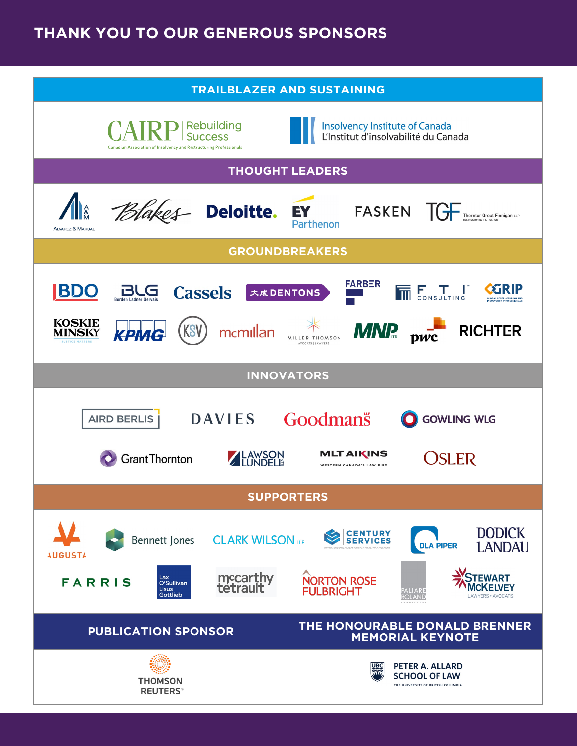# THANK YOU TO OUR GENEROUS SPONSORS

## TRAILBLAZER AND SUSTAINING

CAIRP | Rebuilding Success
Canadian Association of Insolvency and Restructuring Professionals

Insolvency Institute of Canada
L'Institut d'insolvabilité du Canada

## THOUGHT LEADERS

Alvarez & Marsal

Blakes

Deloitte.

EY Parthenon

FASKEN

TGF Thornton Grout Finnigan LLP
RESTRUCTURING + LITIGATION

## GROUNDBREAKERS

BDO

BLG Borden Ladner Gervais

Cassels

大成 DENTONS

FARBER

FTI CONSULTING

GRIP
GLOBAL RESTRUCTURING AND INSOLVENCY PROFESSIONALS

KOSKIE MINSKY
JUSTICE MATTERS

KPMG

KSV

mcmillan

MILLER THOMSON
AVOCATS | LAWYERS

MNP LTD

pwc

RICHTER

## INNOVATORS

AIRD BERLIS

DAVIES

Goodmans LLP

GOWLING WLG

Grant Thornton

LAWSON LUNDELL LLP

MLT AIKINS
WESTERN CANADA'S LAW FIRM

OSLER

## SUPPORTERS

AUGUSTA

Bennett Jones

CLARK WILSON LLP

CENTURY SERVICES
APPRAISALS • REALIZATIONS • CAPITAL • MANAGEMENT

DLA PIPER

DODICK LANDAU

FARRIS

Lax O'Sullivan Lisus Gottlieb

mccarthy tetrault

NORTON ROSE FULBRIGHT

PALIARE ROLAND
BARRISTERS

STEWART MCKELVEY
LAWYERS • AVOCATS

## PUBLICATION SPONSOR

THOMSON REUTERS®

## THE HONOURABLE DONALD BRENNER MEMORIAL KEYNOTE

UBC PETER A. ALLARD SCHOOL OF LAW
THE UNIVERSITY OF BRITISH COLUMBIA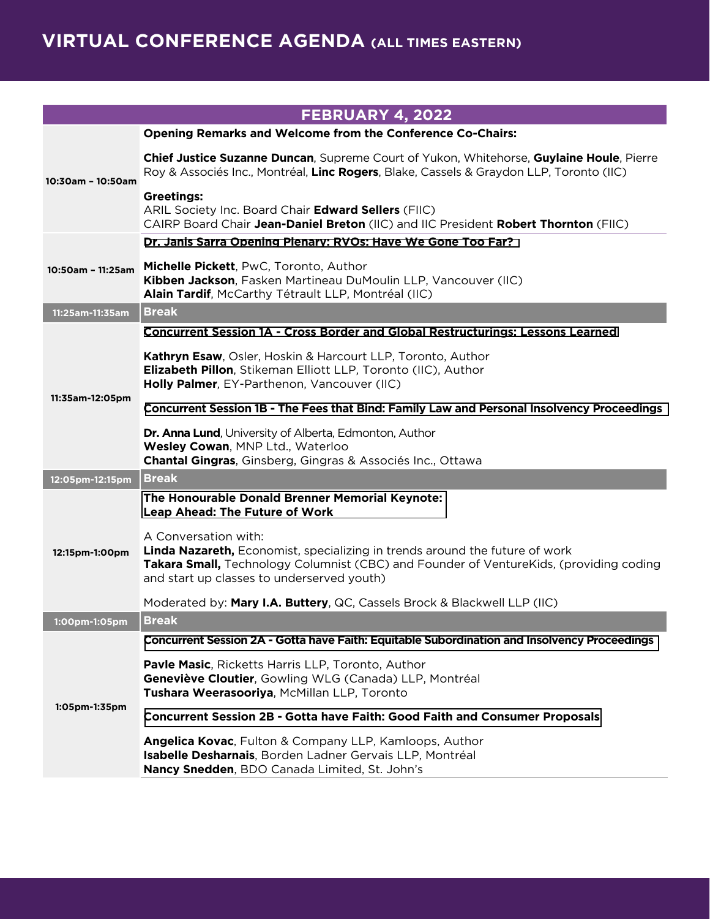# VIRTUAL CONFERENCE AGENDA (ALL TIMES EASTERN)

| FEBRUARY 4, 2022 | |
|---|---|
| 10:30am – 10:50am | **Opening Remarks and Welcome from the Conference Co-Chairs:**<br><br>**Chief Justice Suzanne Duncan**, Supreme Court of Yukon, Whitehorse, **Guylaine Houle**, Pierre Roy & Associés Inc., Montréal, **Linc Rogers**, Blake, Cassels & Graydon LLP, Toronto (IIC)<br><br>**Greetings:**<br>ARIL Society Inc. Board Chair **Edward Sellers** (FIIC)<br>CAIRP Board Chair **Jean-Daniel Breton** (IIC) and IIC President **Robert Thornton** (FIIC) |
| 10:50am – 11:25am | **Dr. Janis Sarra Opening Plenary: RVOs: Have We Gone Too Far?**<br><br>**Michelle Pickett**, PwC, Toronto, Author<br>**Kibben Jackson**, Fasken Martineau DuMoulin LLP, Vancouver (IIC)<br>**Alain Tardif**, McCarthy Tétrault LLP, Montréal (IIC) |
| 11:25am-11:35am | **Break** |
| 11:35am-12:05pm | **Concurrent Session 1A - Cross Border and Global Restructurings: Lessons Learned**<br><br>**Kathryn Esaw**, Osler, Hoskin & Harcourt LLP, Toronto, Author<br>**Elizabeth Pillon**, Stikeman Elliott LLP, Toronto (IIC), Author<br>**Holly Palmer**, EY-Parthenon, Vancouver (IIC)<br><br>**Concurrent Session 1B - The Fees that Bind: Family Law and Personal Insolvency Proceedings**<br><br>**Dr. Anna Lund**, University of Alberta, Edmonton, Author<br>**Wesley Cowan**, MNP Ltd., Waterloo<br>**Chantal Gingras**, Ginsberg, Gingras & Associés Inc., Ottawa |
| 12:05pm-12:15pm | **Break** |
| 12:15pm-1:00pm | **The Honourable Donald Brenner Memorial Keynote: Leap Ahead: The Future of Work**<br><br>A Conversation with:<br>**Linda Nazareth,** Economist, specializing in trends around the future of work<br>**Takara Small,** Technology Columnist (CBC) and Founder of VentureKids, (providing coding and start up classes to underserved youth)<br><br>Moderated by: **Mary I.A. Buttery**, QC, Cassels Brock & Blackwell LLP (IIC) |
| 1:00pm-1:05pm | **Break** |
| 1:05pm-1:35pm | **Concurrent Session 2A - Gotta have Faith: Equitable Subordination and Insolvency Proceedings**<br><br>**Pavle Masic**, Ricketts Harris LLP, Toronto, Author<br>**Geneviève Cloutier**, Gowling WLG (Canada) LLP, Montréal<br>**Tushara Weerasooriya**, McMillan LLP, Toronto<br><br>**Concurrent Session 2B - Gotta have Faith: Good Faith and Consumer Proposals**<br><br>**Angelica Kovac**, Fulton & Company LLP, Kamloops, Author<br>**Isabelle Desharnais**, Borden Ladner Gervais LLP, Montréal<br>**Nancy Snedden**, BDO Canada Limited, St. John's |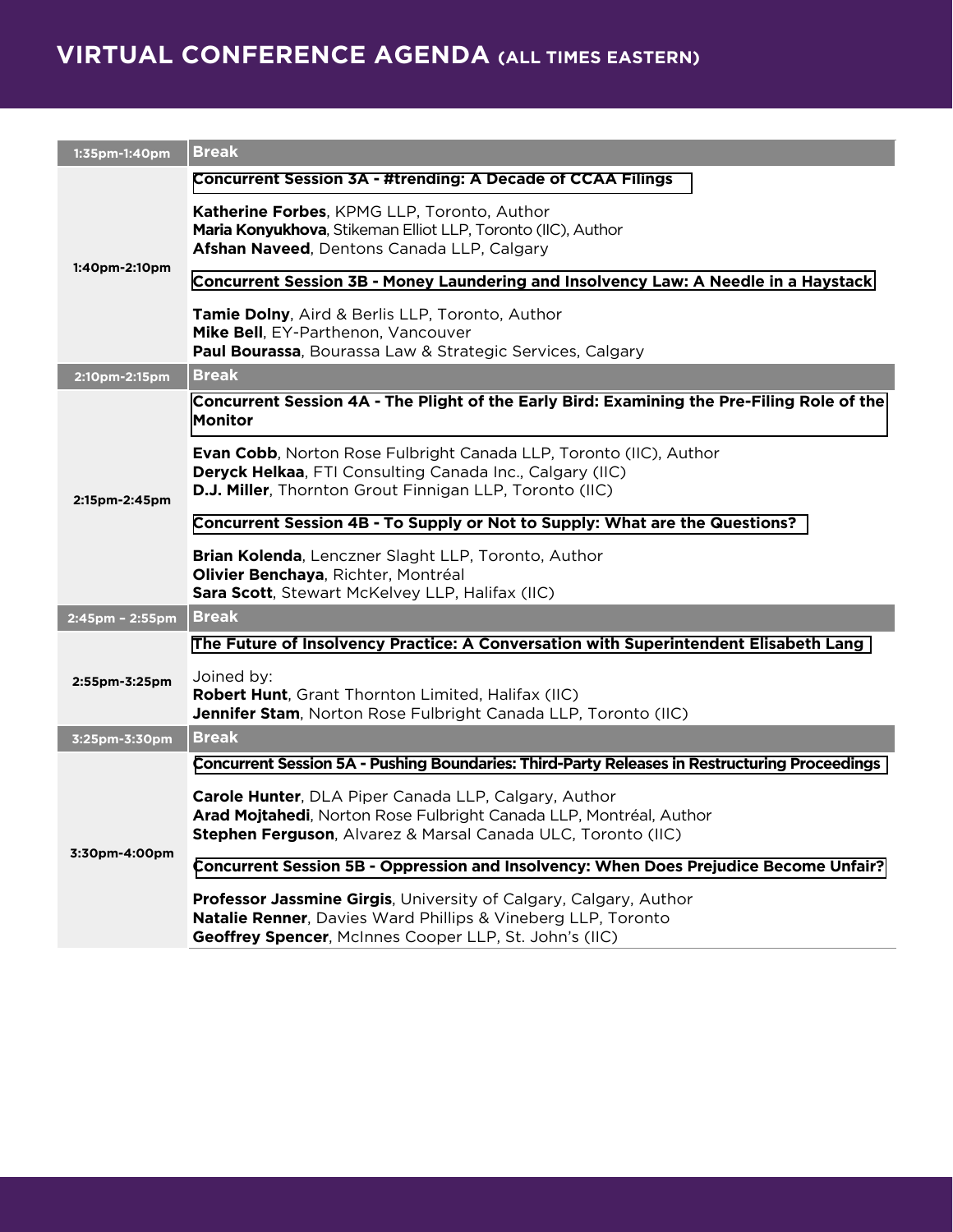# VIRTUAL CONFERENCE AGENDA (ALL TIMES EASTERN)

| Time | Session |
|---|---|
| 1:35pm-1:40pm | **Break** |
| 1:40pm-2:10pm | **Concurrent Session 3A - #trending: A Decade of CCAA Filings**<br><br>**Katherine Forbes**, KPMG LLP, Toronto, Author<br>**Maria Konyukhova**, Stikeman Elliot LLP, Toronto (IIC), Author<br>**Afshan Naveed**, Dentons Canada LLP, Calgary<br><br>**Concurrent Session 3B - Money Laundering and Insolvency Law: A Needle in a Haystack**<br><br>**Tamie Dolny**, Aird & Berlis LLP, Toronto, Author<br>**Mike Bell**, EY-Parthenon, Vancouver<br>**Paul Bourassa**, Bourassa Law & Strategic Services, Calgary |
| 2:10pm-2:15pm | **Break** |
| 2:15pm-2:45pm | **Concurrent Session 4A - The Plight of the Early Bird: Examining the Pre-Filing Role of the Monitor**<br><br>**Evan Cobb**, Norton Rose Fulbright Canada LLP, Toronto (IIC), Author<br>**Deryck Helkaa**, FTI Consulting Canada Inc., Calgary (IIC)<br>**D.J. Miller**, Thornton Grout Finnigan LLP, Toronto (IIC)<br><br>**Concurrent Session 4B - To Supply or Not to Supply: What are the Questions?**<br><br>**Brian Kolenda**, Lenczner Slaght LLP, Toronto, Author<br>**Olivier Benchaya**, Richter, Montréal<br>**Sara Scott**, Stewart McKelvey LLP, Halifax (IIC) |
| 2:45pm – 2:55pm | **Break** |
| 2:55pm-3:25pm | **The Future of Insolvency Practice: A Conversation with Superintendent Elisabeth Lang**<br><br>Joined by:<br>**Robert Hunt**, Grant Thornton Limited, Halifax (IIC)<br>**Jennifer Stam**, Norton Rose Fulbright Canada LLP, Toronto (IIC) |
| 3:25pm-3:30pm | **Break** |
| 3:30pm-4:00pm | **Concurrent Session 5A - Pushing Boundaries: Third-Party Releases in Restructuring Proceedings**<br><br>**Carole Hunter**, DLA Piper Canada LLP, Calgary, Author<br>**Arad Mojtahedi**, Norton Rose Fulbright Canada LLP, Montréal, Author<br>**Stephen Ferguson**, Alvarez & Marsal Canada ULC, Toronto (IIC)<br><br>**Concurrent Session 5B - Oppression and Insolvency: When Does Prejudice Become Unfair?**<br><br>**Professor Jassmine Girgis**, University of Calgary, Calgary, Author<br>**Natalie Renner**, Davies Ward Phillips & Vineberg LLP, Toronto<br>**Geoffrey Spencer**, McInnes Cooper LLP, St. John's (IIC) |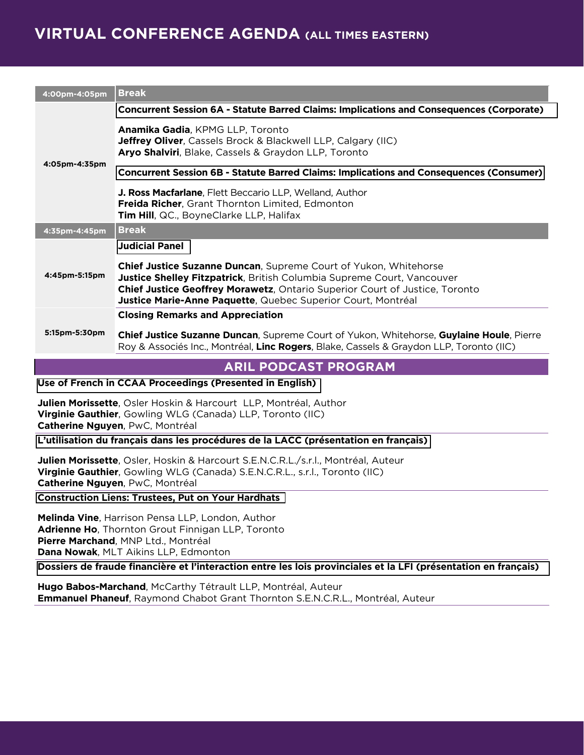# VIRTUAL CONFERENCE AGENDA (ALL TIMES EASTERN)

| Time | Session |
|---|---|
| 4:00pm-4:05pm | **Break** |
| 4:05pm-4:35pm | **Concurrent Session 6A - Statute Barred Claims: Implications and Consequences (Corporate)**<br><br>**Anamika Gadia**, KPMG LLP, Toronto<br>**Jeffrey Oliver**, Cassels Brock & Blackwell LLP, Calgary (IIC)<br>**Aryo Shalviri**, Blake, Cassels & Graydon LLP, Toronto<br><br>**Concurrent Session 6B - Statute Barred Claims: Implications and Consequences (Consumer)**<br><br>**J. Ross Macfarlane**, Flett Beccario LLP, Welland, Author<br>**Freida Richer**, Grant Thornton Limited, Edmonton<br>**Tim Hill**, QC., BoyneClarke LLP, Halifax |
| 4:35pm-4:45pm | **Break** |
| 4:45pm-5:15pm | **Judicial Panel**<br><br>**Chief Justice Suzanne Duncan**, Supreme Court of Yukon, Whitehorse<br>**Justice Shelley Fitzpatrick**, British Columbia Supreme Court, Vancouver<br>**Chief Justice Geoffrey Morawetz**, Ontario Superior Court of Justice, Toronto<br>**Justice Marie-Anne Paquette**, Quebec Superior Court, Montréal |
| 5:15pm-5:30pm | **Closing Remarks and Appreciation**<br><br>**Chief Justice Suzanne Duncan**, Supreme Court of Yukon, Whitehorse, **Guylaine Houle**, Pierre Roy & Associés Inc., Montréal, **Linc Rogers**, Blake, Cassels & Graydon LLP, Toronto (IIC) |

## ARIL PODCAST PROGRAM

**Use of French in CCAA Proceedings (Presented in English)**

**Julien Morissette**, Osler Hoskin & Harcourt LLP, Montréal, Author
**Virginie Gauthier**, Gowling WLG (Canada) LLP, Toronto (IIC)
**Catherine Nguyen**, PwC, Montréal

**L'utilisation du français dans les procédures de la LACC (présentation en français)**

**Julien Morissette**, Osler, Hoskin & Harcourt S.E.N.C.R.L./s.r.l., Montréal, Auteur
**Virginie Gauthier**, Gowling WLG (Canada) S.E.N.C.R.L., s.r.l., Toronto (IIC)
**Catherine Nguyen**, PwC, Montréal

**Construction Liens: Trustees, Put on Your Hardhats**

**Melinda Vine**, Harrison Pensa LLP, London, Author
**Adrienne Ho**, Thornton Grout Finnigan LLP, Toronto
**Pierre Marchand**, MNP Ltd., Montréal
**Dana Nowak**, MLT Aikins LLP, Edmonton

**Dossiers de fraude financière et l'interaction entre les lois provinciales et la LFI (présentation en français)**

**Hugo Babos-Marchand**, McCarthy Tétrault LLP, Montréal, Auteur
**Emmanuel Phaneuf**, Raymond Chabot Grant Thornton S.E.N.C.R.L., Montréal, Auteur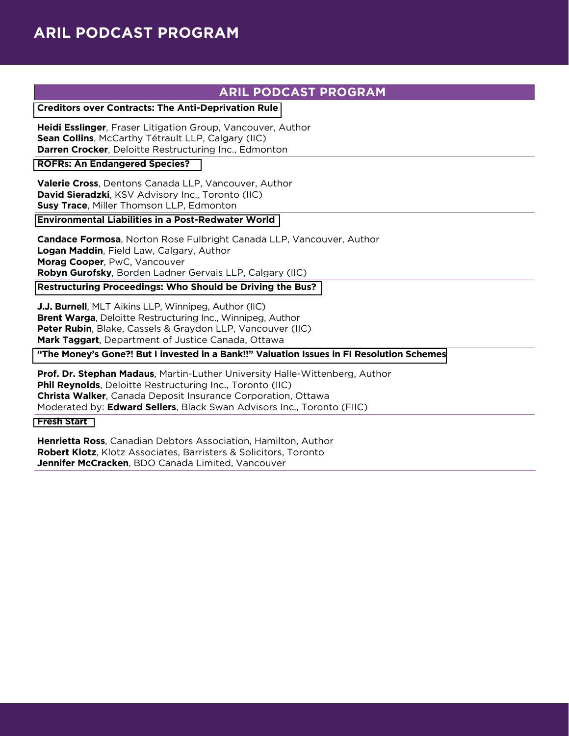# ARIL PODCAST PROGRAM

## ARIL PODCAST PROGRAM

### Creditors over Contracts: The Anti-Deprivation Rule

**Heidi Esslinger**, Fraser Litigation Group, Vancouver, Author
**Sean Collins**, McCarthy Tétrault LLP, Calgary (IIC)
**Darren Crocker**, Deloitte Restructuring Inc., Edmonton

### ROFRs: An Endangered Species?

**Valerie Cross**, Dentons Canada LLP, Vancouver, Author
**David Sieradzki**, KSV Advisory Inc., Toronto (IIC)
**Susy Trace**, Miller Thomson LLP, Edmonton

### Environmental Liabilities in a Post-Redwater World

**Candace Formosa**, Norton Rose Fulbright Canada LLP, Vancouver, Author
**Logan Maddin**, Field Law, Calgary, Author
**Morag Cooper**, PwC, Vancouver
**Robyn Gurofsky**, Borden Ladner Gervais LLP, Calgary (IIC)

### Restructuring Proceedings: Who Should be Driving the Bus?

**J.J. Burnell**, MLT Aikins LLP, Winnipeg, Author (IIC)
**Brent Warga**, Deloitte Restructuring Inc., Winnipeg, Author
**Peter Rubin**, Blake, Cassels & Graydon LLP, Vancouver (IIC)
**Mark Taggart**, Department of Justice Canada, Ottawa

### "The Money's Gone?! But I invested in a Bank!!" Valuation Issues in FI Resolution Schemes

**Prof. Dr. Stephan Madaus**, Martin-Luther University Halle-Wittenberg, Author
**Phil Reynolds**, Deloitte Restructuring Inc., Toronto (IIC)
**Christa Walker**, Canada Deposit Insurance Corporation, Ottawa
Moderated by: **Edward Sellers**, Black Swan Advisors Inc., Toronto (FIIC)

### Fresh Start

**Henrietta Ross**, Canadian Debtors Association, Hamilton, Author
**Robert Klotz**, Klotz Associates, Barristers & Solicitors, Toronto
**Jennifer McCracken**, BDO Canada Limited, Vancouver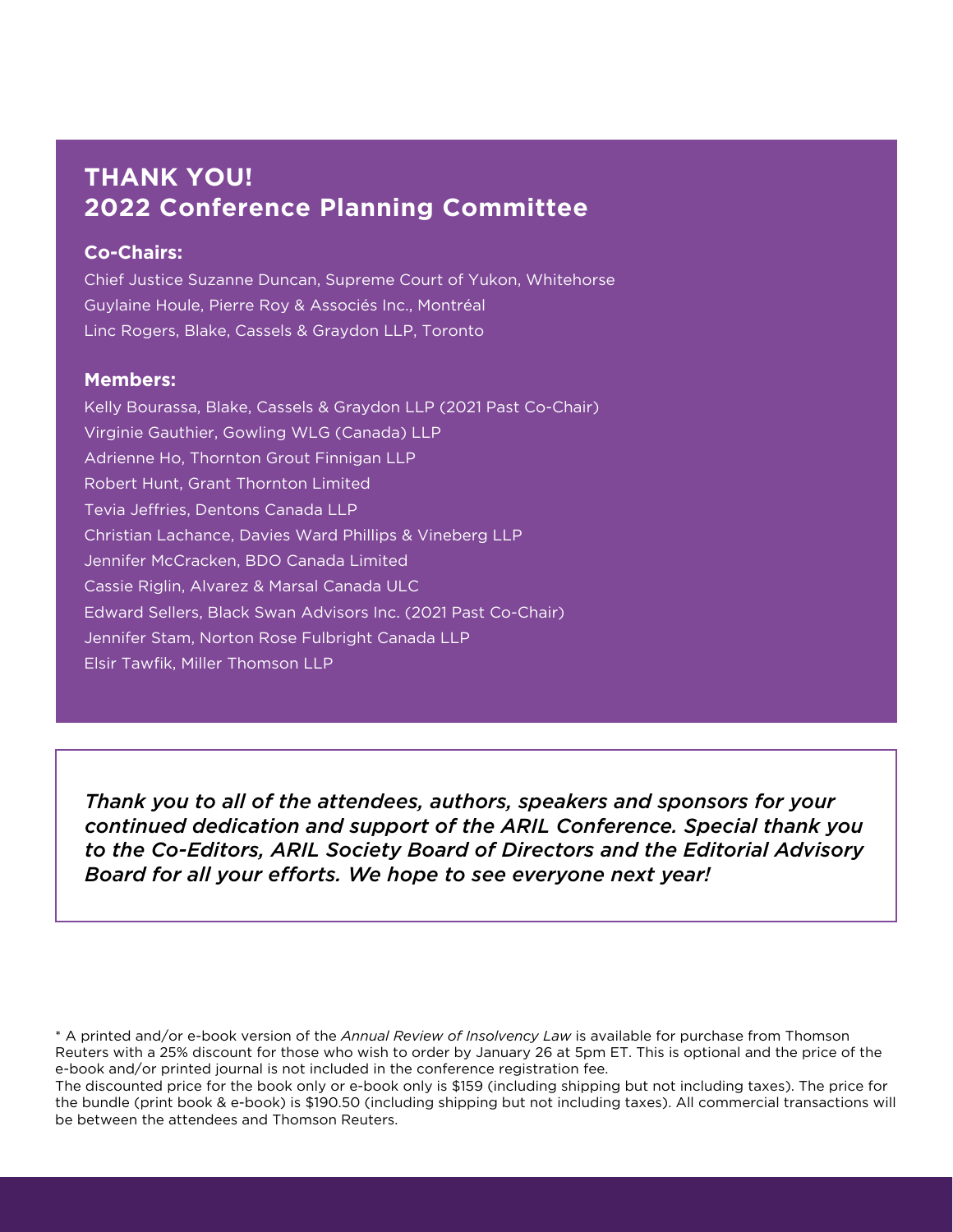# THANK YOU!
# 2022 Conference Planning Committee

**Co-Chairs:**

Chief Justice Suzanne Duncan, Supreme Court of Yukon, Whitehorse
Guylaine Houle, Pierre Roy & Associés Inc., Montréal
Linc Rogers, Blake, Cassels & Graydon LLP, Toronto

**Members:**

Kelly Bourassa, Blake, Cassels & Graydon LLP (2021 Past Co-Chair)
Virginie Gauthier, Gowling WLG (Canada) LLP
Adrienne Ho, Thornton Grout Finnigan LLP
Robert Hunt, Grant Thornton Limited
Tevia Jeffries, Dentons Canada LLP
Christian Lachance, Davies Ward Phillips & Vineberg LLP
Jennifer McCracken, BDO Canada Limited
Cassie Riglin, Alvarez & Marsal Canada ULC
Edward Sellers, Black Swan Advisors Inc. (2021 Past Co-Chair)
Jennifer Stam, Norton Rose Fulbright Canada LLP
Elsir Tawfik, Miller Thomson LLP

*Thank you to all of the attendees, authors, speakers and sponsors for your continued dedication and support of the ARIL Conference. Special thank you to the Co-Editors, ARIL Society Board of Directors and the Editorial Advisory Board for all your efforts. We hope to see everyone next year!*

* A printed and/or e-book version of the *Annual Review of Insolvency Law* is available for purchase from Thomson Reuters with a 25% discount for those who wish to order by January 26 at 5pm ET. This is optional and the price of the e-book and/or printed journal is not included in the conference registration fee.
The discounted price for the book only or e-book only is $159 (including shipping but not including taxes). The price for the bundle (print book & e-book) is $190.50 (including shipping but not including taxes). All commercial transactions will be between the attendees and Thomson Reuters.